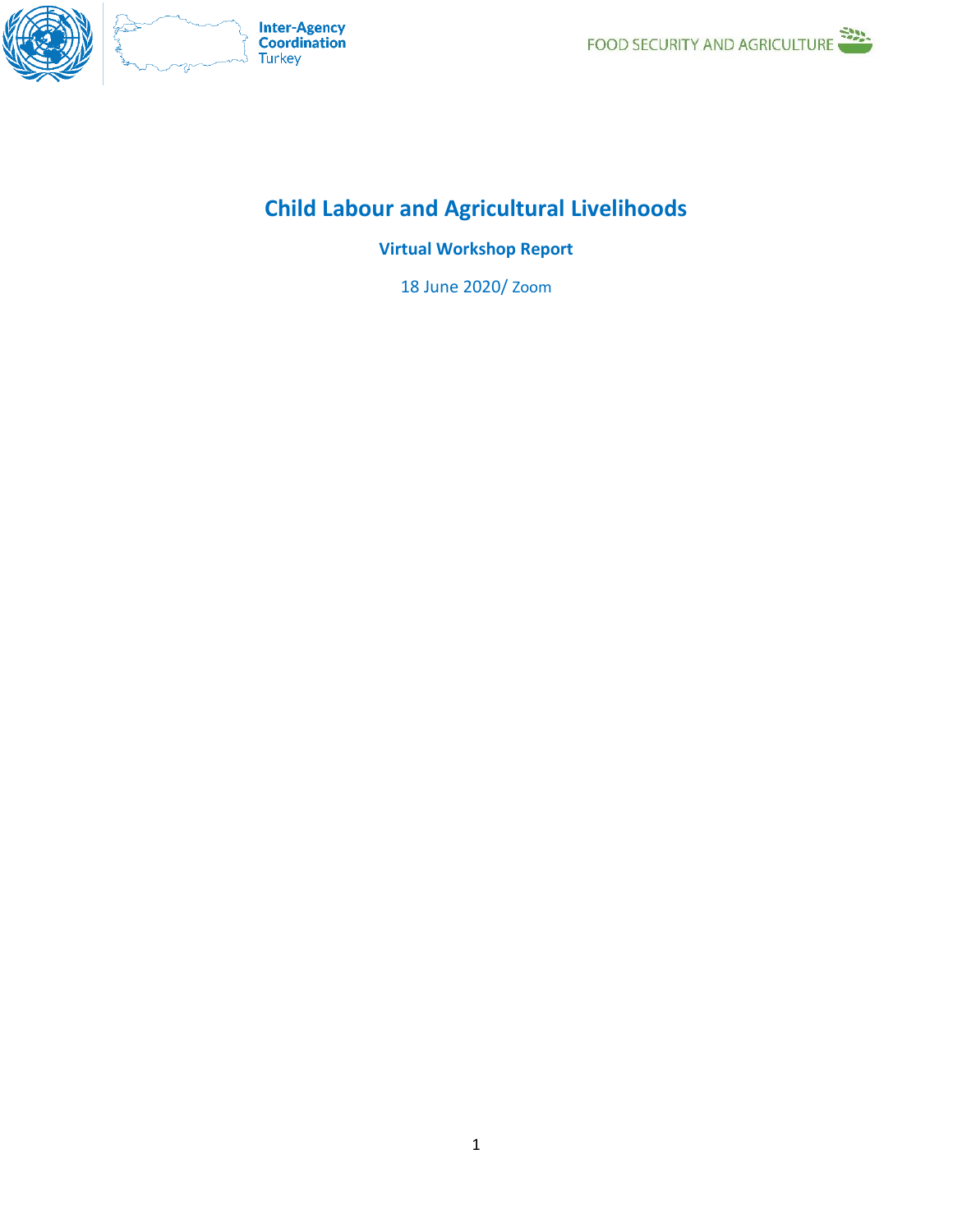Inter-Agency Coordination Turkey

FOOD SECURITY AND AGRICULTURE

# Child Labour and Agricultural Livelihoods

## Virtual Workshop Report

18 June 2020/ Zoom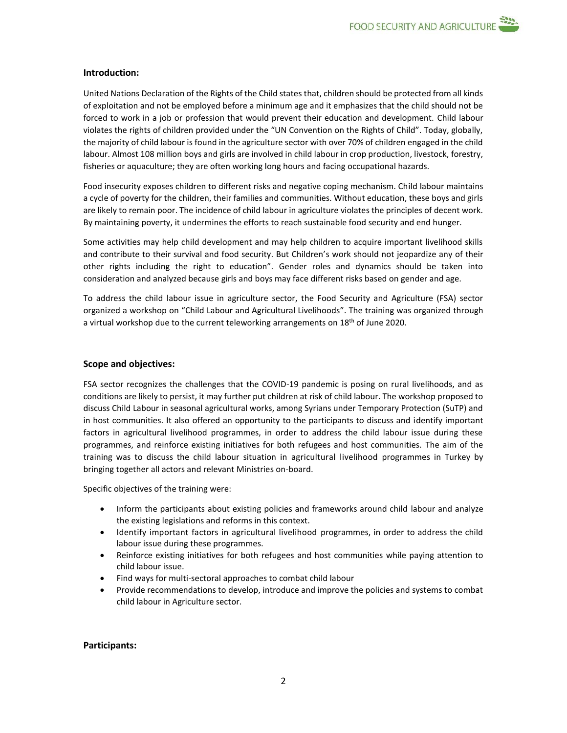## Introduction:

United Nations Declaration of the Rights of the Child states that, children should be protected from all kinds of exploitation and not be employed before a minimum age and it emphasizes that the child should not be forced to work in a job or profession that would prevent their education and development. Child labour violates the rights of children provided under the "UN Convention on the Rights of Child". Today, globally, the majority of child labour is found in the agriculture sector with over 70% of children engaged in the child labour. Almost 108 million boys and girls are involved in child labour in crop production, livestock, forestry, fisheries or aquaculture; they are often working long hours and facing occupational hazards.

Food insecurity exposes children to different risks and negative coping mechanism. Child labour maintains a cycle of poverty for the children, their families and communities. Without education, these boys and girls are likely to remain poor. The incidence of child labour in agriculture violates the principles of decent work. By maintaining poverty, it undermines the efforts to reach sustainable food security and end hunger.

Some activities may help child development and may help children to acquire important livelihood skills and contribute to their survival and food security. But Children's work should not jeopardize any of their other rights including the right to education". Gender roles and dynamics should be taken into consideration and analyzed because girls and boys may face different risks based on gender and age.

To address the child labour issue in agriculture sector, the Food Security and Agriculture (FSA) sector organized a workshop on "Child Labour and Agricultural Livelihoods". The training was organized through a virtual workshop due to the current teleworking arrangements on 18th of June 2020.

## Scope and objectives:

FSA sector recognizes the challenges that the COVID-19 pandemic is posing on rural livelihoods, and as conditions are likely to persist, it may further put children at risk of child labour. The workshop proposed to discuss Child Labour in seasonal agricultural works, among Syrians under Temporary Protection (SuTP) and in host communities. It also offered an opportunity to the participants to discuss and identify important factors in agricultural livelihood programmes, in order to address the child labour issue during these programmes, and reinforce existing initiatives for both refugees and host communities. The aim of the training was to discuss the child labour situation in agricultural livelihood programmes in Turkey by bringing together all actors and relevant Ministries on-board.

Specific objectives of the training were:

- Inform the participants about existing policies and frameworks around child labour and analyze the existing legislations and reforms in this context.
- Identify important factors in agricultural livelihood programmes, in order to address the child labour issue during these programmes.
- Reinforce existing initiatives for both refugees and host communities while paying attention to child labour issue.
- Find ways for multi-sectoral approaches to combat child labour
- Provide recommendations to develop, introduce and improve the policies and systems to combat child labour in Agriculture sector.

## Participants: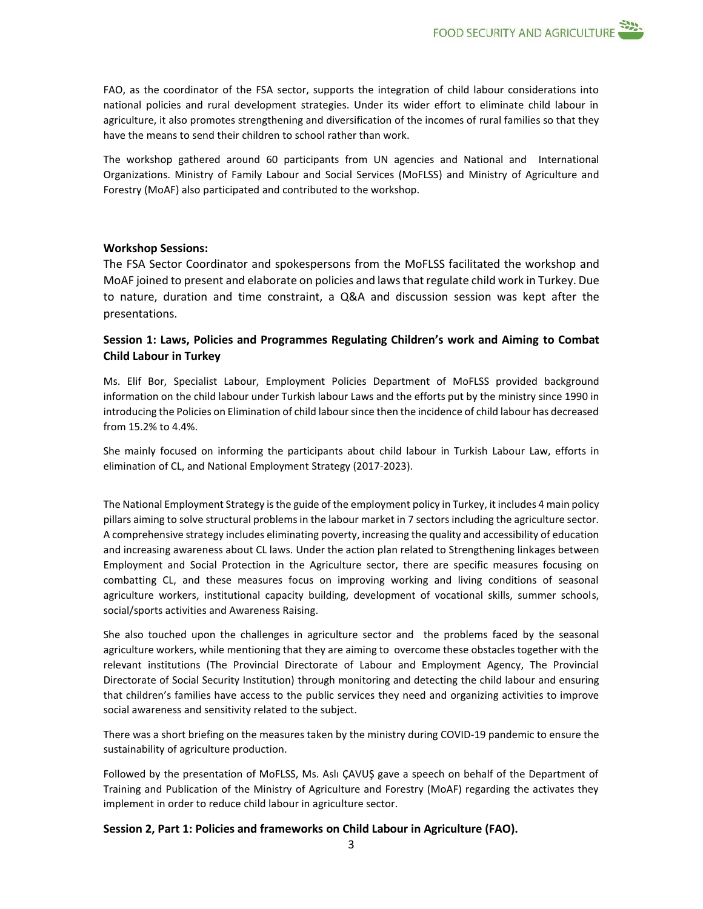FAO, as the coordinator of the FSA sector, supports the integration of child labour considerations into national policies and rural development strategies. Under its wider effort to eliminate child labour in agriculture, it also promotes strengthening and diversification of the incomes of rural families so that they have the means to send their children to school rather than work.

The workshop gathered around 60 participants from UN agencies and National and International Organizations. Ministry of Family Labour and Social Services (MoFLSS) and Ministry of Agriculture and Forestry (MoAF) also participated and contributed to the workshop.

**Workshop Sessions:**

The FSA Sector Coordinator and spokespersons from the MoFLSS facilitated the workshop and MoAF joined to present and elaborate on policies and laws that regulate child work in Turkey. Due to nature, duration and time constraint, a Q&A and discussion session was kept after the presentations.

### Session 1: Laws, Policies and Programmes Regulating Children's work and Aiming to Combat Child Labour in Turkey

Ms. Elif Bor, Specialist Labour, Employment Policies Department of MoFLSS provided background information on the child labour under Turkish labour Laws and the efforts put by the ministry since 1990 in introducing the Policies on Elimination of child labour since then the incidence of child labour has decreased from 15.2% to 4.4%.

She mainly focused on informing the participants about child labour in Turkish Labour Law, efforts in elimination of CL, and National Employment Strategy (2017-2023).

The National Employment Strategy is the guide of the employment policy in Turkey, it includes 4 main policy pillars aiming to solve structural problems in the labour market in 7 sectors including the agriculture sector. A comprehensive strategy includes eliminating poverty, increasing the quality and accessibility of education and increasing awareness about CL laws. Under the action plan related to Strengthening linkages between Employment and Social Protection in the Agriculture sector, there are specific measures focusing on combatting CL, and these measures focus on improving working and living conditions of seasonal agriculture workers, institutional capacity building, development of vocational skills, summer schools, social/sports activities and Awareness Raising.

She also touched upon the challenges in agriculture sector and the problems faced by the seasonal agriculture workers, while mentioning that they are aiming to overcome these obstacles together with the relevant institutions (The Provincial Directorate of Labour and Employment Agency, The Provincial Directorate of Social Security Institution) through monitoring and detecting the child labour and ensuring that children's families have access to the public services they need and organizing activities to improve social awareness and sensitivity related to the subject.

There was a short briefing on the measures taken by the ministry during COVID-19 pandemic to ensure the sustainability of agriculture production.

Followed by the presentation of MoFLSS, Ms. Aslı ÇAVUŞ gave a speech on behalf of the Department of Training and Publication of the Ministry of Agriculture and Forestry (MoAF) regarding the activates they implement in order to reduce child labour in agriculture sector.

### Session 2, Part 1: Policies and frameworks on Child Labour in Agriculture (FAO).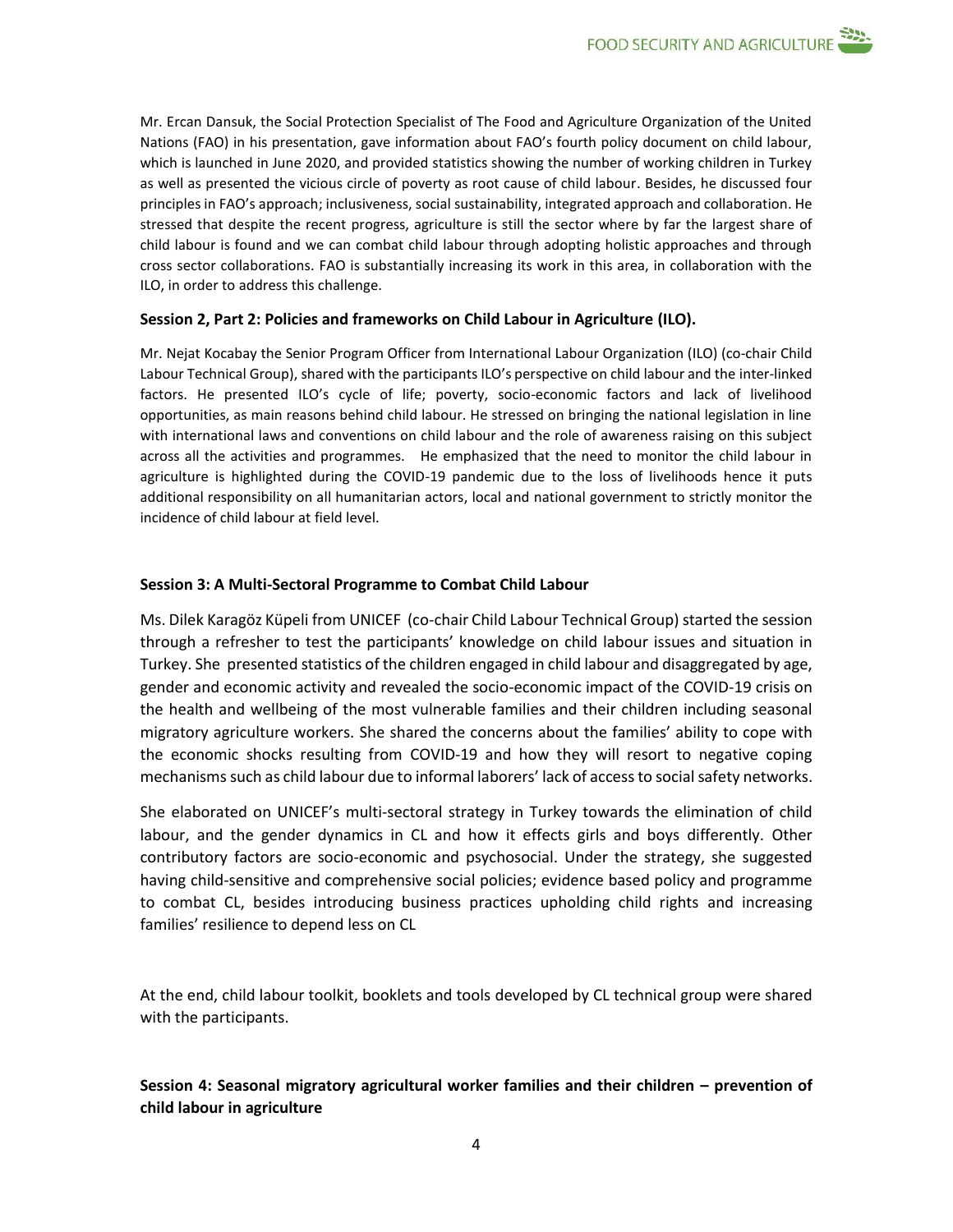Mr. Ercan Dansuk, the Social Protection Specialist of The Food and Agriculture Organization of the United Nations (FAO) in his presentation, gave information about FAO's fourth policy document on child labour, which is launched in June 2020, and provided statistics showing the number of working children in Turkey as well as presented the vicious circle of poverty as root cause of child labour. Besides, he discussed four principles in FAO's approach; inclusiveness, social sustainability, integrated approach and collaboration. He stressed that despite the recent progress, agriculture is still the sector where by far the largest share of child labour is found and we can combat child labour through adopting holistic approaches and through cross sector collaborations. FAO is substantially increasing its work in this area, in collaboration with the ILO, in order to address this challenge.

**Session 2, Part 2: Policies and frameworks on Child Labour in Agriculture (ILO).**

Mr. Nejat Kocabay the Senior Program Officer from International Labour Organization (ILO) (co-chair Child Labour Technical Group), shared with the participants ILO's perspective on child labour and the inter-linked factors. He presented ILO's cycle of life; poverty, socio-economic factors and lack of livelihood opportunities, as main reasons behind child labour. He stressed on bringing the national legislation in line with international laws and conventions on child labour and the role of awareness raising on this subject across all the activities and programmes. He emphasized that the need to monitor the child labour in agriculture is highlighted during the COVID-19 pandemic due to the loss of livelihoods hence it puts additional responsibility on all humanitarian actors, local and national government to strictly monitor the incidence of child labour at field level.

**Session 3: A Multi-Sectoral Programme to Combat Child Labour**

Ms. Dilek Karagöz Küpeli from UNICEF (co-chair Child Labour Technical Group) started the session through a refresher to test the participants' knowledge on child labour issues and situation in Turkey. She presented statistics of the children engaged in child labour and disaggregated by age, gender and economic activity and revealed the socio-economic impact of the COVID-19 crisis on the health and wellbeing of the most vulnerable families and their children including seasonal migratory agriculture workers. She shared the concerns about the families' ability to cope with the economic shocks resulting from COVID-19 and how they will resort to negative coping mechanisms such as child labour due to informal laborers' lack of access to social safety networks.

She elaborated on UNICEF's multi-sectoral strategy in Turkey towards the elimination of child labour, and the gender dynamics in CL and how it effects girls and boys differently. Other contributory factors are socio-economic and psychosocial. Under the strategy, she suggested having child-sensitive and comprehensive social policies; evidence based policy and programme to combat CL, besides introducing business practices upholding child rights and increasing families' resilience to depend less on CL

At the end, child labour toolkit, booklets and tools developed by CL technical group were shared with the participants.

**Session 4: Seasonal migratory agricultural worker families and their children – prevention of child labour in agriculture**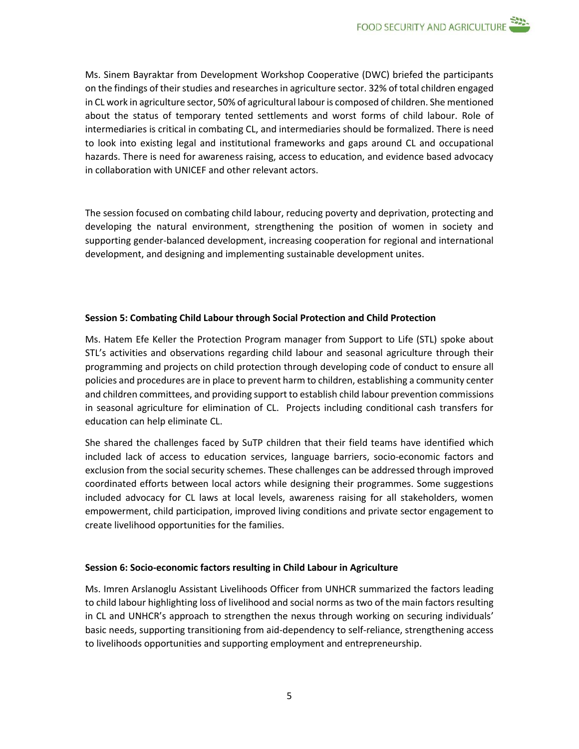Ms. Sinem Bayraktar from Development Workshop Cooperative (DWC) briefed the participants on the findings of their studies and researches in agriculture sector. 32% of total children engaged in CL work in agriculture sector, 50% of agricultural labour is composed of children. She mentioned about the status of temporary tented settlements and worst forms of child labour. Role of intermediaries is critical in combating CL, and intermediaries should be formalized. There is need to look into existing legal and institutional frameworks and gaps around CL and occupational hazards. There is need for awareness raising, access to education, and evidence based advocacy in collaboration with UNICEF and other relevant actors.

The session focused on combating child labour, reducing poverty and deprivation, protecting and developing the natural environment, strengthening the position of women in society and supporting gender-balanced development, increasing cooperation for regional and international development, and designing and implementing sustainable development unites.

**Session 5: Combating Child Labour through Social Protection and Child Protection**

Ms. Hatem Efe Keller the Protection Program manager from Support to Life (STL) spoke about STL's activities and observations regarding child labour and seasonal agriculture through their programming and projects on child protection through developing code of conduct to ensure all policies and procedures are in place to prevent harm to children, establishing a community center and children committees, and providing support to establish child labour prevention commissions in seasonal agriculture for elimination of CL. Projects including conditional cash transfers for education can help eliminate CL.

She shared the challenges faced by SuTP children that their field teams have identified which included lack of access to education services, language barriers, socio-economic factors and exclusion from the social security schemes. These challenges can be addressed through improved coordinated efforts between local actors while designing their programmes. Some suggestions included advocacy for CL laws at local levels, awareness raising for all stakeholders, women empowerment, child participation, improved living conditions and private sector engagement to create livelihood opportunities for the families.

**Session 6: Socio-economic factors resulting in Child Labour in Agriculture**

Ms. Imren Arslanoglu Assistant Livelihoods Officer from UNHCR summarized the factors leading to child labour highlighting loss of livelihood and social norms as two of the main factors resulting in CL and UNHCR's approach to strengthen the nexus through working on securing individuals' basic needs, supporting transitioning from aid-dependency to self-reliance, strengthening access to livelihoods opportunities and supporting employment and entrepreneurship.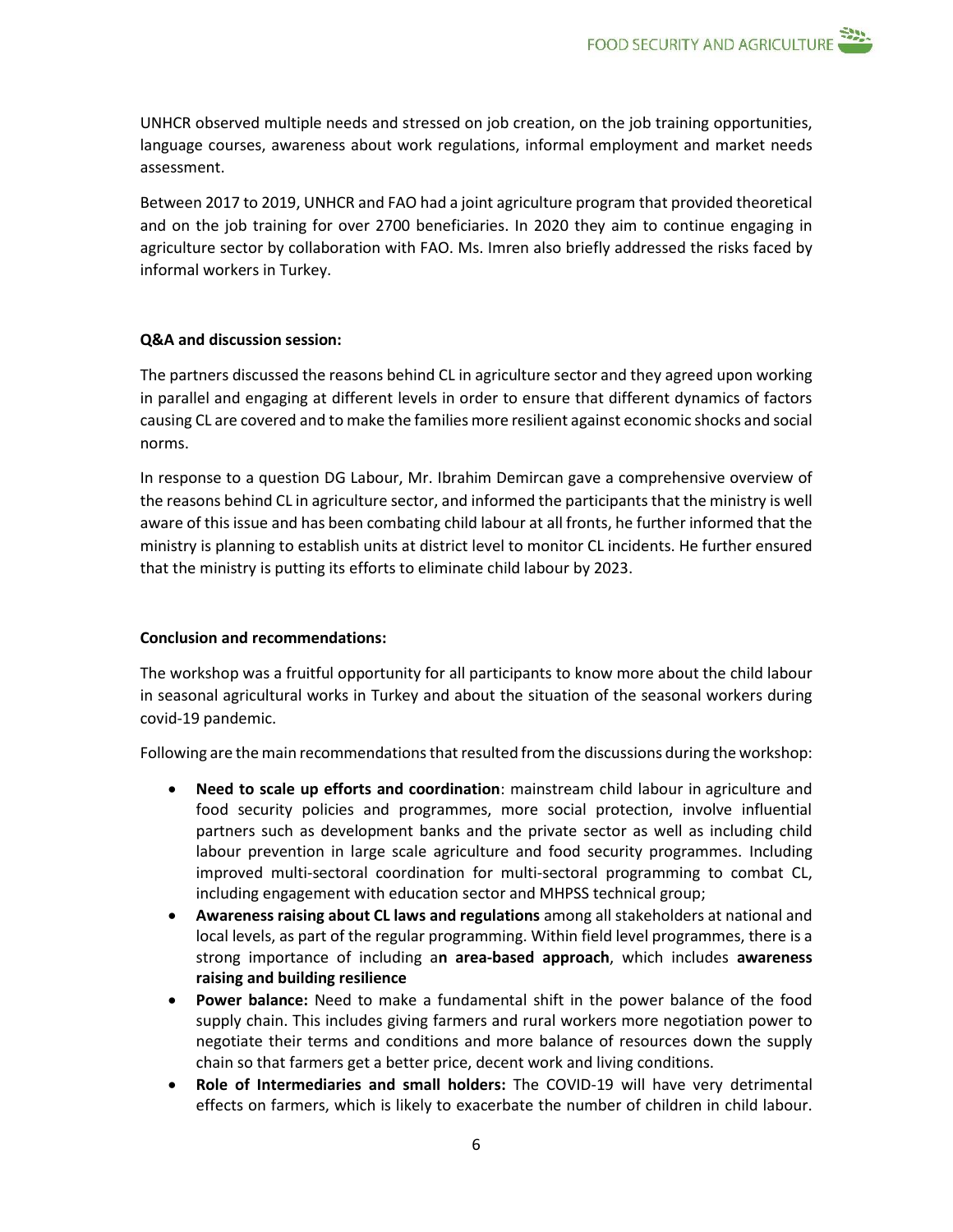UNHCR observed multiple needs and stressed on job creation, on the job training opportunities, language courses, awareness about work regulations, informal employment and market needs assessment.

Between 2017 to 2019, UNHCR and FAO had a joint agriculture program that provided theoretical and on the job training for over 2700 beneficiaries. In 2020 they aim to continue engaging in agriculture sector by collaboration with FAO. Ms. Imren also briefly addressed the risks faced by informal workers in Turkey.

**Q&A and discussion session:**

The partners discussed the reasons behind CL in agriculture sector and they agreed upon working in parallel and engaging at different levels in order to ensure that different dynamics of factors causing CL are covered and to make the families more resilient against economic shocks and social norms.

In response to a question DG Labour, Mr. Ibrahim Demircan gave a comprehensive overview of the reasons behind CL in agriculture sector, and informed the participants that the ministry is well aware of this issue and has been combating child labour at all fronts, he further informed that the ministry is planning to establish units at district level to monitor CL incidents. He further ensured that the ministry is putting its efforts to eliminate child labour by 2023.

**Conclusion and recommendations:**

The workshop was a fruitful opportunity for all participants to know more about the child labour in seasonal agricultural works in Turkey and about the situation of the seasonal workers during covid-19 pandemic.

Following are the main recommendations that resulted from the discussions during the workshop:

- **Need to scale up efforts and coordination**: mainstream child labour in agriculture and food security policies and programmes, more social protection, involve influential partners such as development banks and the private sector as well as including child labour prevention in large scale agriculture and food security programmes. Including improved multi-sectoral coordination for multi-sectoral programming to combat CL, including engagement with education sector and MHPSS technical group;
- **Awareness raising about CL laws and regulations** among all stakeholders at national and local levels, as part of the regular programming. Within field level programmes, there is a strong importance of including a**n area-based approach**, which includes **awareness raising and building resilience**
- **Power balance:** Need to make a fundamental shift in the power balance of the food supply chain. This includes giving farmers and rural workers more negotiation power to negotiate their terms and conditions and more balance of resources down the supply chain so that farmers get a better price, decent work and living conditions.
- **Role of Intermediaries and small holders:** The COVID-19 will have very detrimental effects on farmers, which is likely to exacerbate the number of children in child labour.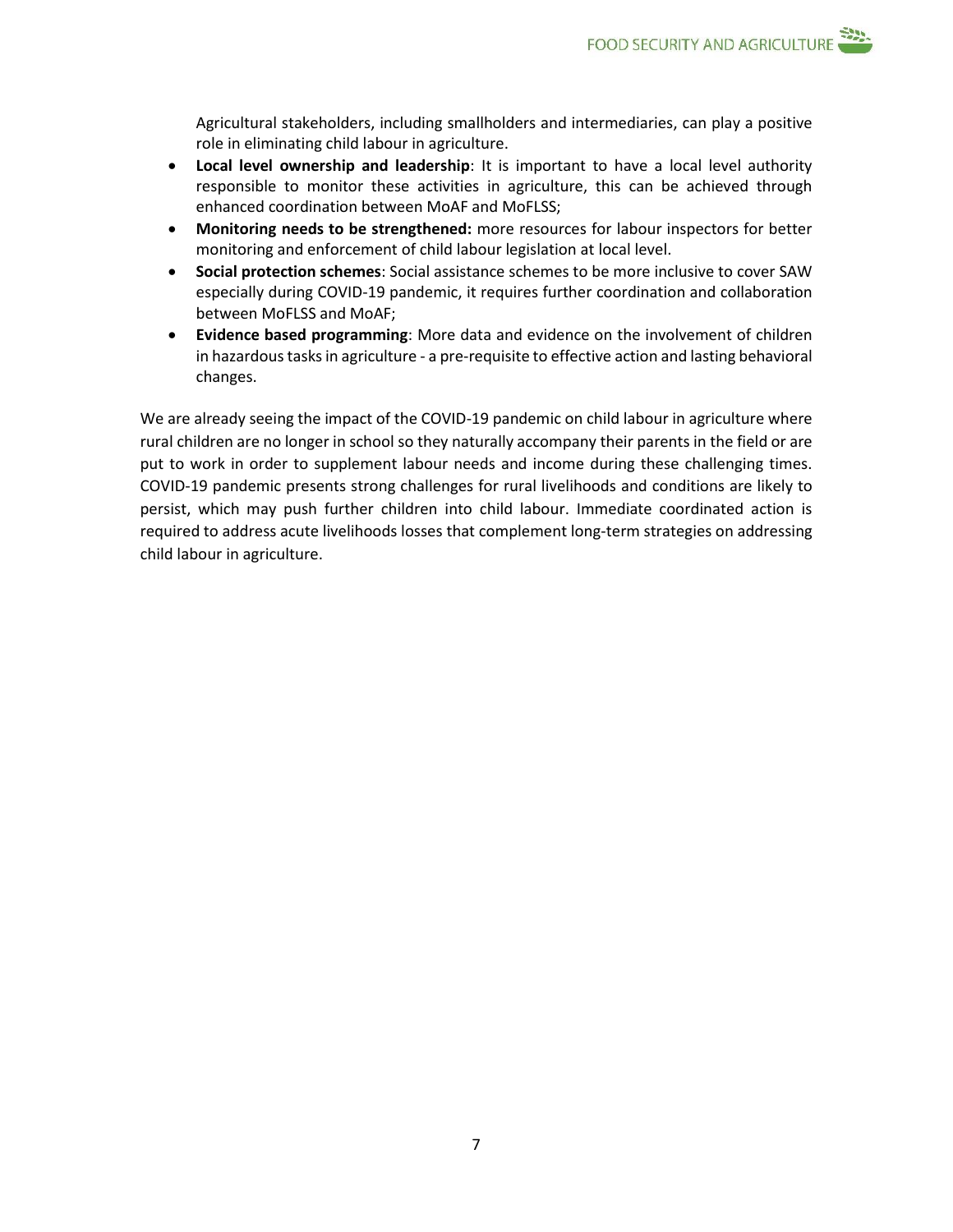Agricultural stakeholders, including smallholders and intermediaries, can play a positive role in eliminating child labour in agriculture.

- **Local level ownership and leadership**: It is important to have a local level authority responsible to monitor these activities in agriculture, this can be achieved through enhanced coordination between MoAF and MoFLSS;
- **Monitoring needs to be strengthened:** more resources for labour inspectors for better monitoring and enforcement of child labour legislation at local level.
- **Social protection schemes**: Social assistance schemes to be more inclusive to cover SAW especially during COVID-19 pandemic, it requires further coordination and collaboration between MoFLSS and MoAF;
- **Evidence based programming**: More data and evidence on the involvement of children in hazardous tasks in agriculture - a pre-requisite to effective action and lasting behavioral changes.

We are already seeing the impact of the COVID-19 pandemic on child labour in agriculture where rural children are no longer in school so they naturally accompany their parents in the field or are put to work in order to supplement labour needs and income during these challenging times. COVID-19 pandemic presents strong challenges for rural livelihoods and conditions are likely to persist, which may push further children into child labour. Immediate coordinated action is required to address acute livelihoods losses that complement long-term strategies on addressing child labour in agriculture.